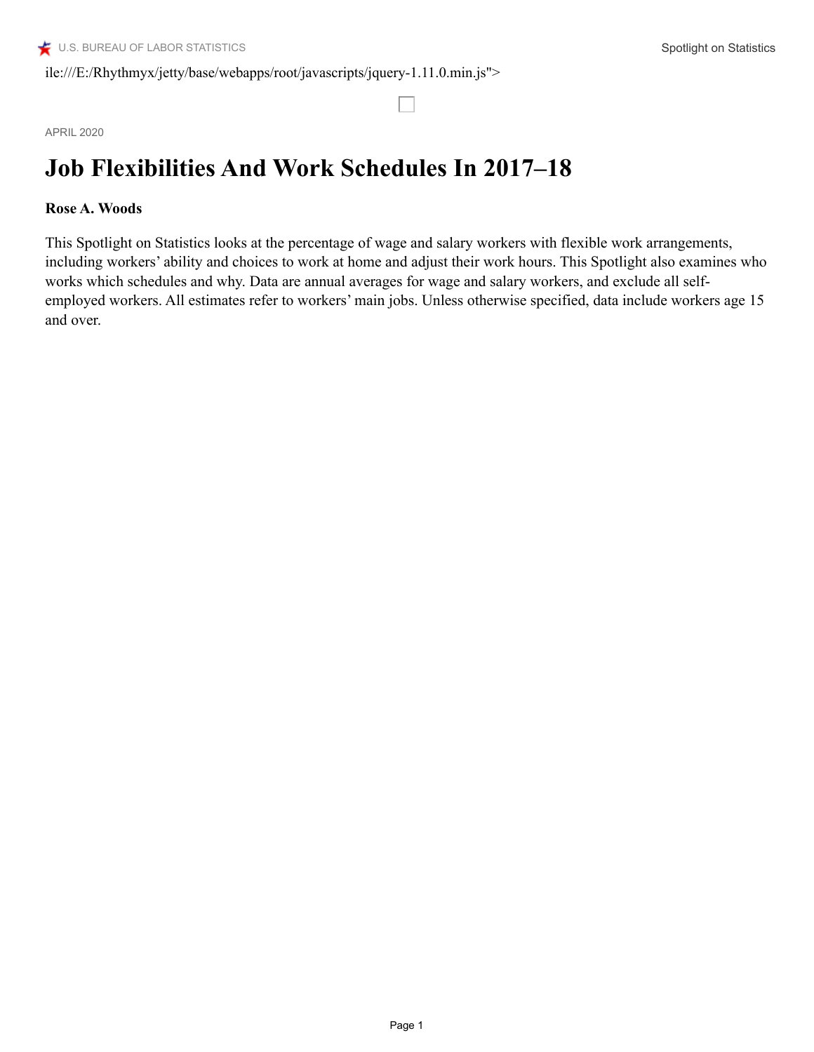ile:///E:/Rhythmyx/jetty/base/webapps/root/javascripts/jquery-1.11.0.min.js">

APRIL 2020

# Job Flexibilities And Work Schedules In 2017–18

**Rose A. Woods**

This Spotlight on Statistics looks at the percentage of wage and salary workers with flexible work arrangements, including workers' ability and choices to work at home and adjust their work hours. This Spotlight also examines who works which schedules and why. Data are annual averages for wage and salary workers, and exclude all self-employed workers. All estimates refer to workers' main jobs. Unless otherwise specified, data include workers age 15 and over.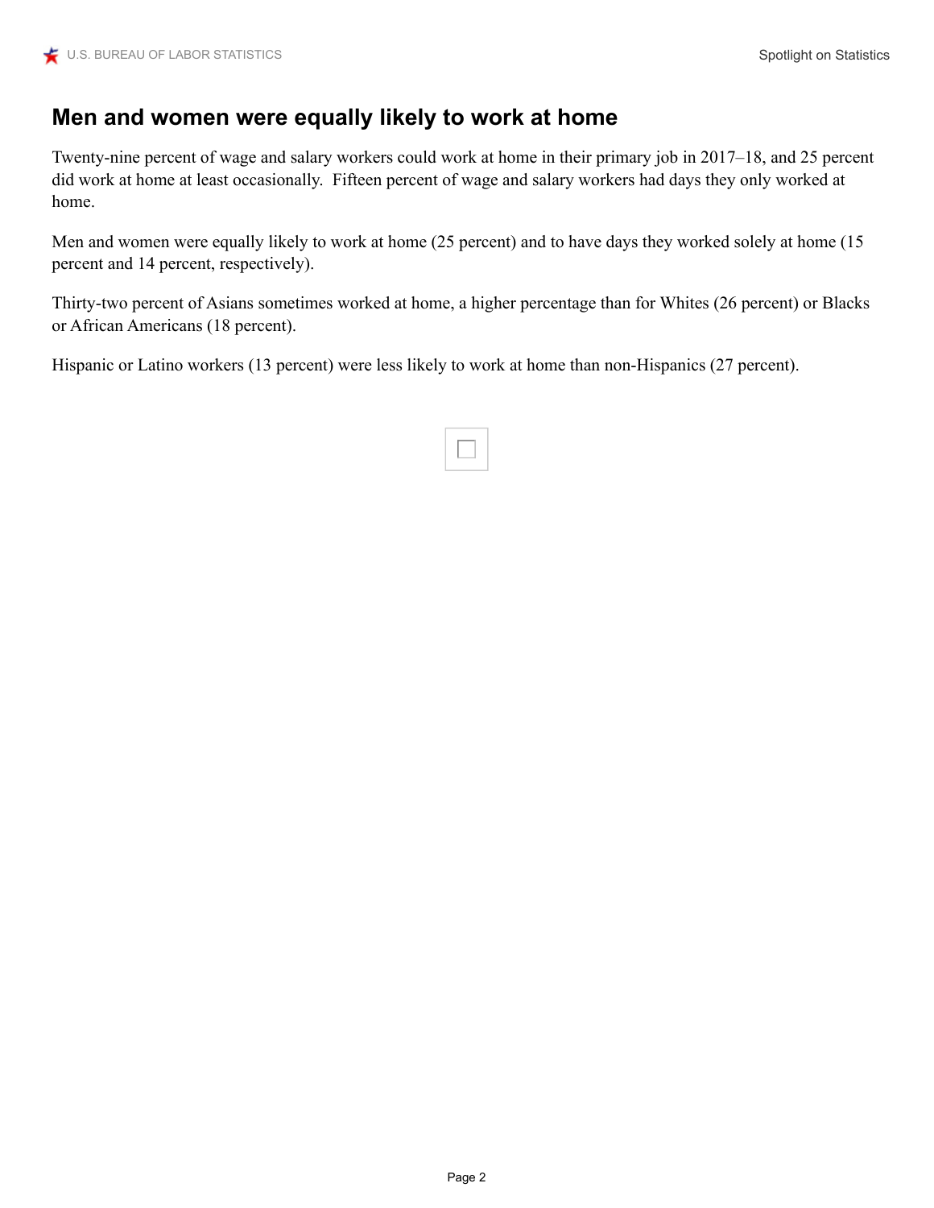## Men and women were equally likely to work at home

Twenty-nine percent of wage and salary workers could work at home in their primary job in 2017–18, and 25 percent did work at home at least occasionally. Fifteen percent of wage and salary workers had days they only worked at home.

Men and women were equally likely to work at home (25 percent) and to have days they worked solely at home (15 percent and 14 percent, respectively).

Thirty-two percent of Asians sometimes worked at home, a higher percentage than for Whites (26 percent) or Blacks or African Americans (18 percent).

Hispanic or Latino workers (13 percent) were less likely to work at home than non-Hispanics (27 percent).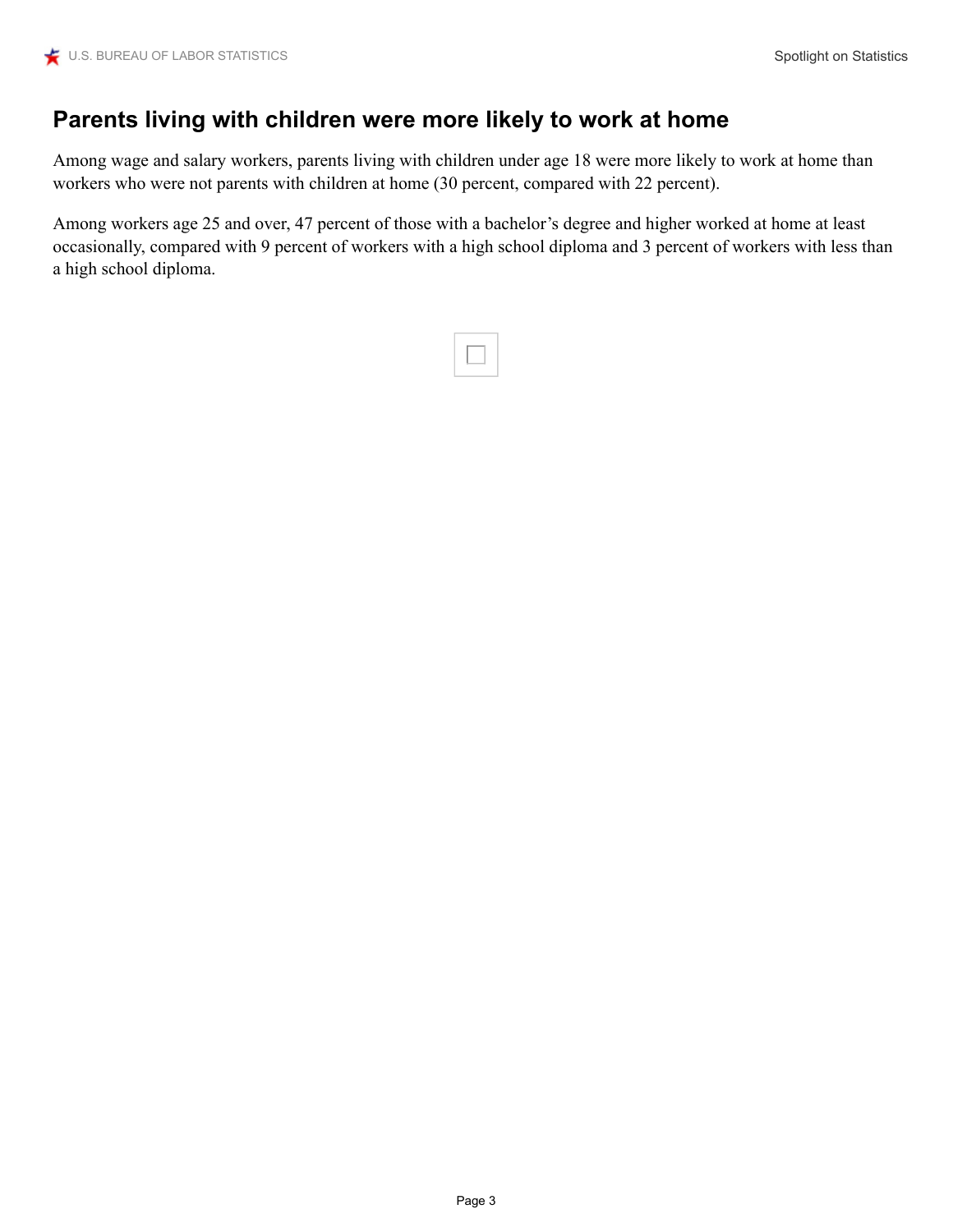## Parents living with children were more likely to work at home

Among wage and salary workers, parents living with children under age 18 were more likely to work at home than workers who were not parents with children at home (30 percent, compared with 22 percent).

Among workers age 25 and over, 47 percent of those with a bachelor’s degree and higher worked at home at least occasionally, compared with 9 percent of workers with a high school diploma and 3 percent of workers with less than a high school diploma.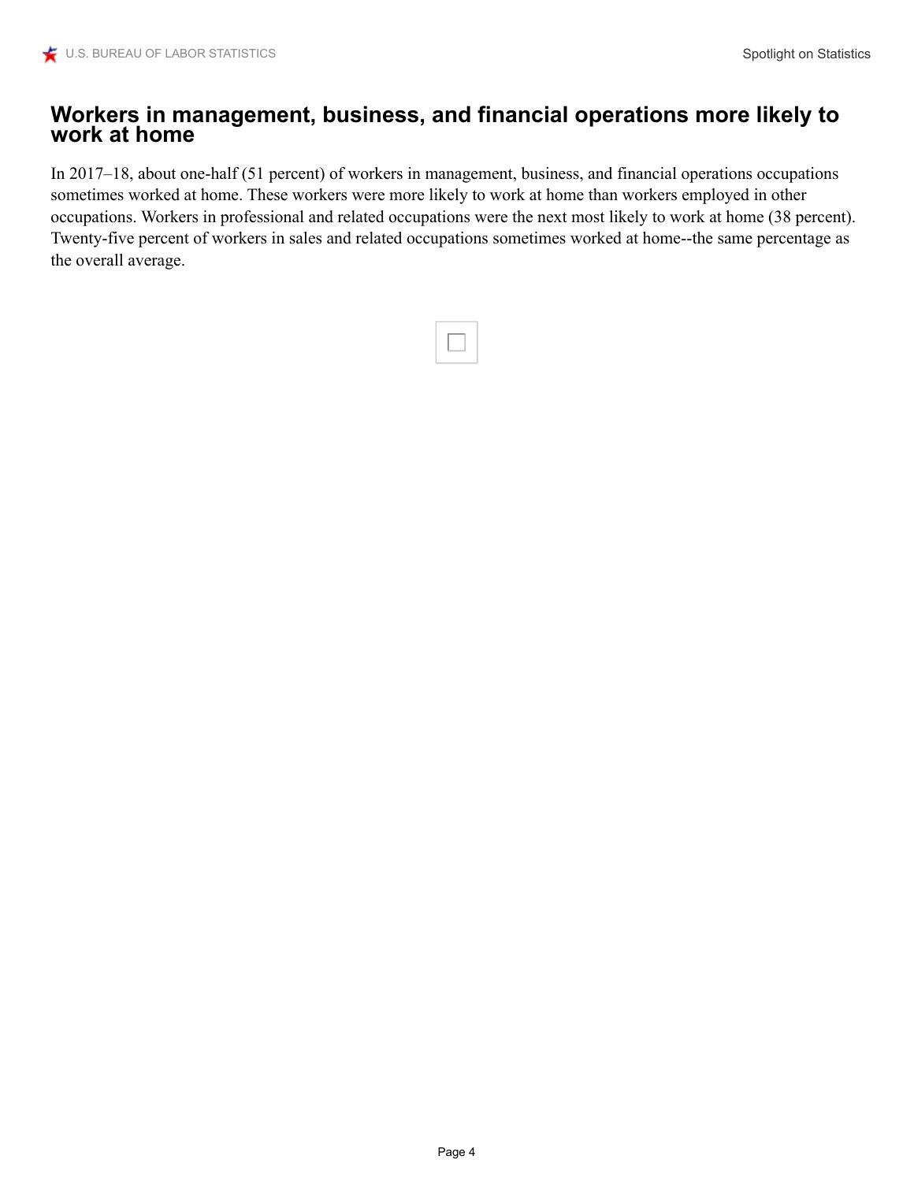## Workers in management, business, and financial operations more likely to work at home

In 2017–18, about one-half (51 percent) of workers in management, business, and financial operations occupations sometimes worked at home. These workers were more likely to work at home than workers employed in other occupations. Workers in professional and related occupations were the next most likely to work at home (38 percent). Twenty-five percent of workers in sales and related occupations sometimes worked at home--the same percentage as the overall average.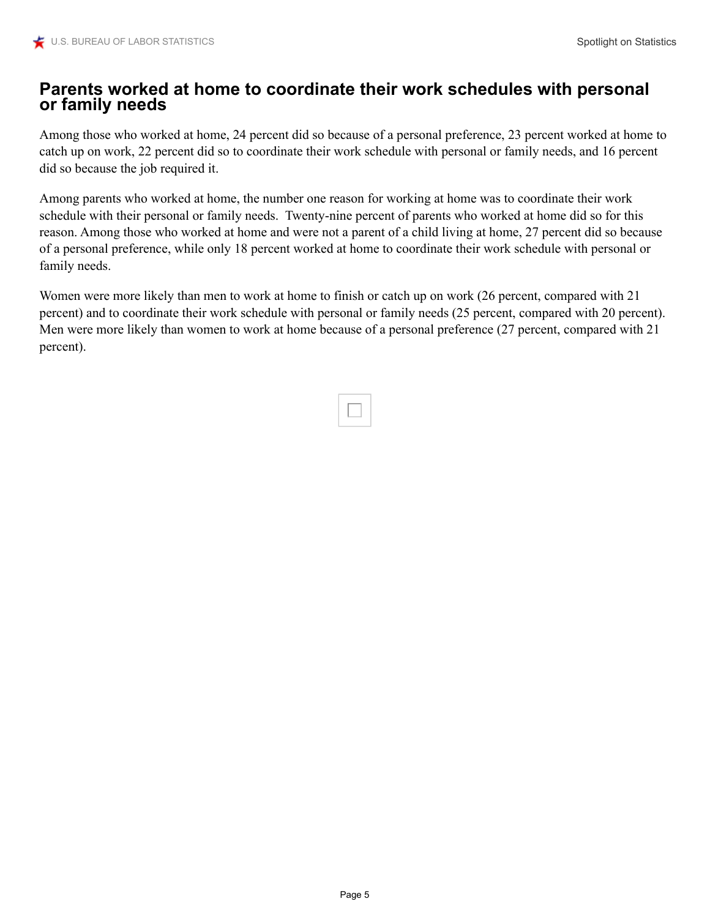## Parents worked at home to coordinate their work schedules with personal or family needs

Among those who worked at home, 24 percent did so because of a personal preference, 23 percent worked at home to catch up on work, 22 percent did so to coordinate their work schedule with personal or family needs, and 16 percent did so because the job required it.

Among parents who worked at home, the number one reason for working at home was to coordinate their work schedule with their personal or family needs.  Twenty-nine percent of parents who worked at home did so for this reason. Among those who worked at home and were not a parent of a child living at home, 27 percent did so because of a personal preference, while only 18 percent worked at home to coordinate their work schedule with personal or family needs.

Women were more likely than men to work at home to finish or catch up on work (26 percent, compared with 21 percent) and to coordinate their work schedule with personal or family needs (25 percent, compared with 20 percent). Men were more likely than women to work at home because of a personal preference (27 percent, compared with 21 percent).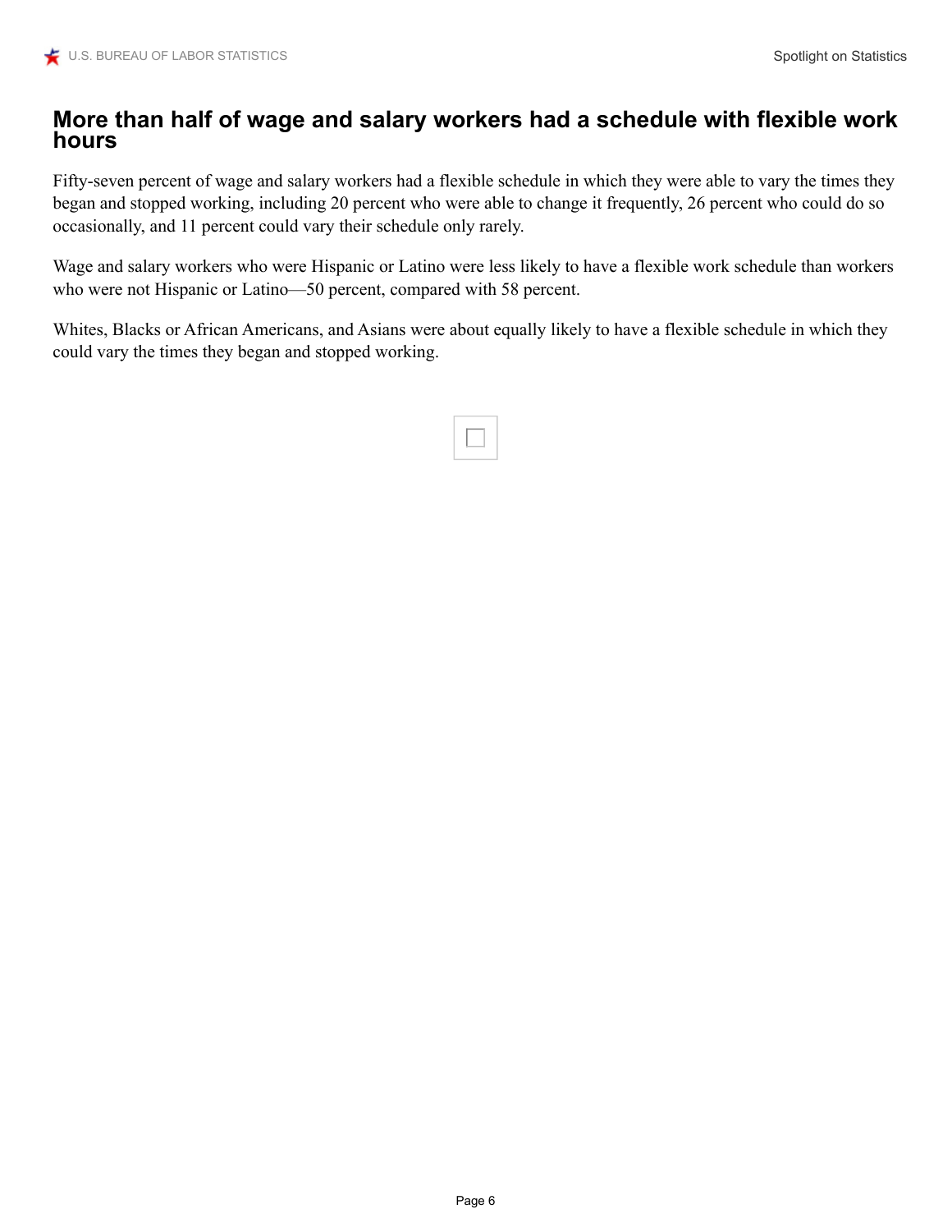## More than half of wage and salary workers had a schedule with flexible work hours

Fifty-seven percent of wage and salary workers had a flexible schedule in which they were able to vary the times they began and stopped working, including 20 percent who were able to change it frequently, 26 percent who could do so occasionally, and 11 percent could vary their schedule only rarely.

Wage and salary workers who were Hispanic or Latino were less likely to have a flexible work schedule than workers who were not Hispanic or Latino—50 percent, compared with 58 percent.

Whites, Blacks or African Americans, and Asians were about equally likely to have a flexible schedule in which they could vary the times they began and stopped working.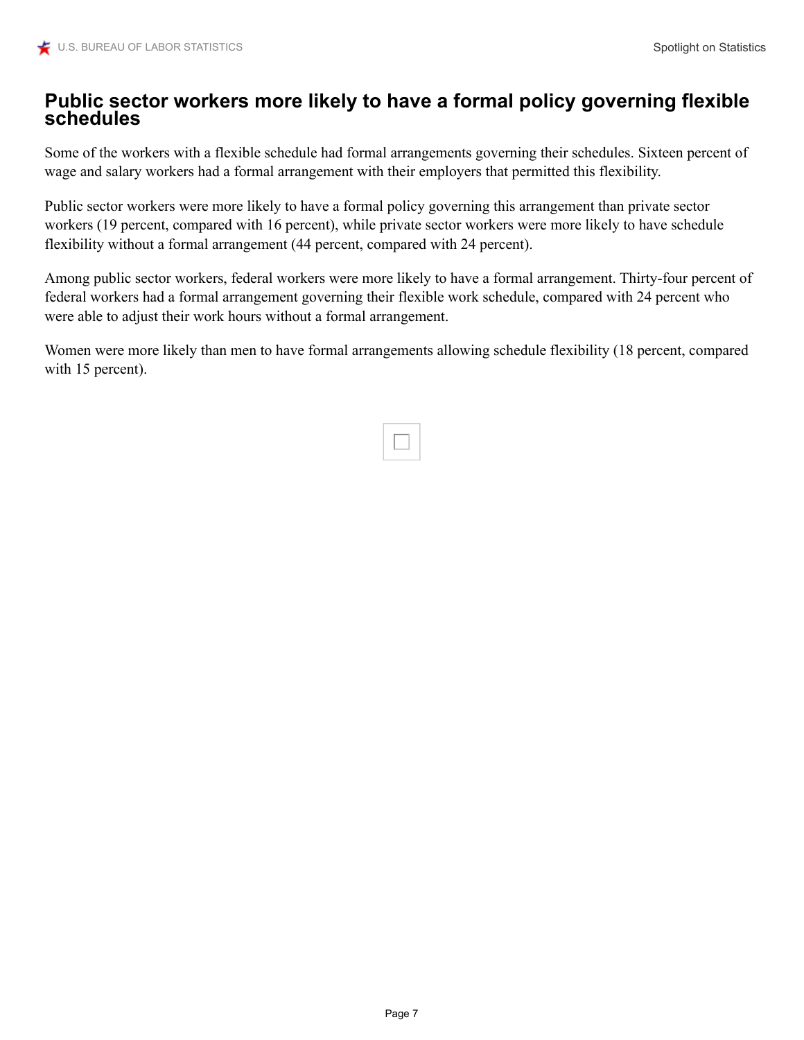## Public sector workers more likely to have a formal policy governing flexible schedules

Some of the workers with a flexible schedule had formal arrangements governing their schedules. Sixteen percent of wage and salary workers had a formal arrangement with their employers that permitted this flexibility.

Public sector workers were more likely to have a formal policy governing this arrangement than private sector workers (19 percent, compared with 16 percent), while private sector workers were more likely to have schedule flexibility without a formal arrangement (44 percent, compared with 24 percent).

Among public sector workers, federal workers were more likely to have a formal arrangement. Thirty-four percent of federal workers had a formal arrangement governing their flexible work schedule, compared with 24 percent who were able to adjust their work hours without a formal arrangement.

Women were more likely than men to have formal arrangements allowing schedule flexibility (18 percent, compared with 15 percent).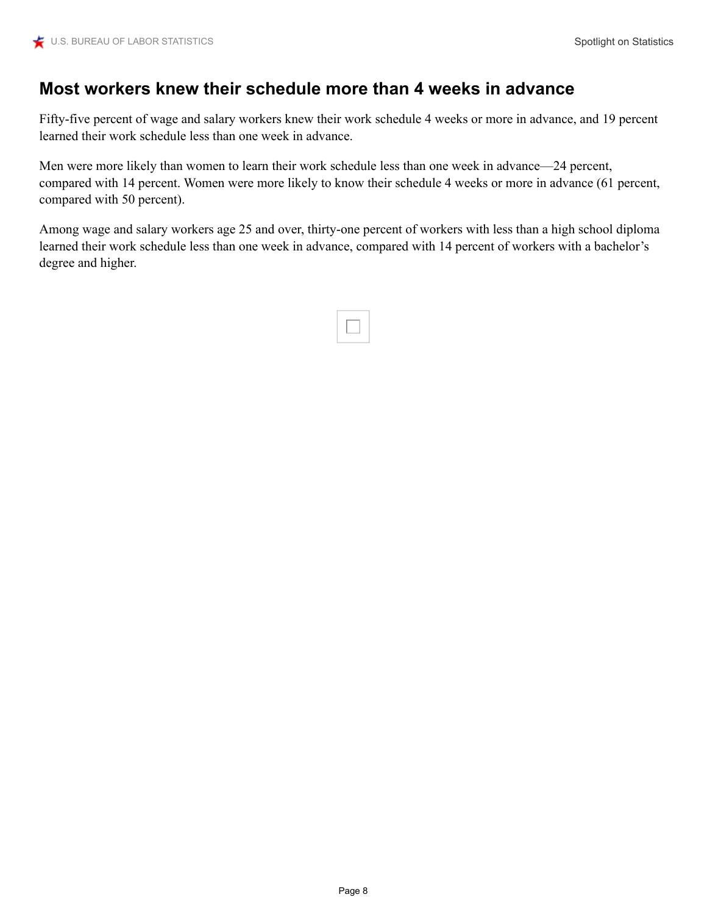## Most workers knew their schedule more than 4 weeks in advance

Fifty-five percent of wage and salary workers knew their work schedule 4 weeks or more in advance, and 19 percent learned their work schedule less than one week in advance.

Men were more likely than women to learn their work schedule less than one week in advance—24 percent, compared with 14 percent. Women were more likely to know their schedule 4 weeks or more in advance (61 percent, compared with 50 percent).

Among wage and salary workers age 25 and over, thirty-one percent of workers with less than a high school diploma learned their work schedule less than one week in advance, compared with 14 percent of workers with a bachelor's degree and higher.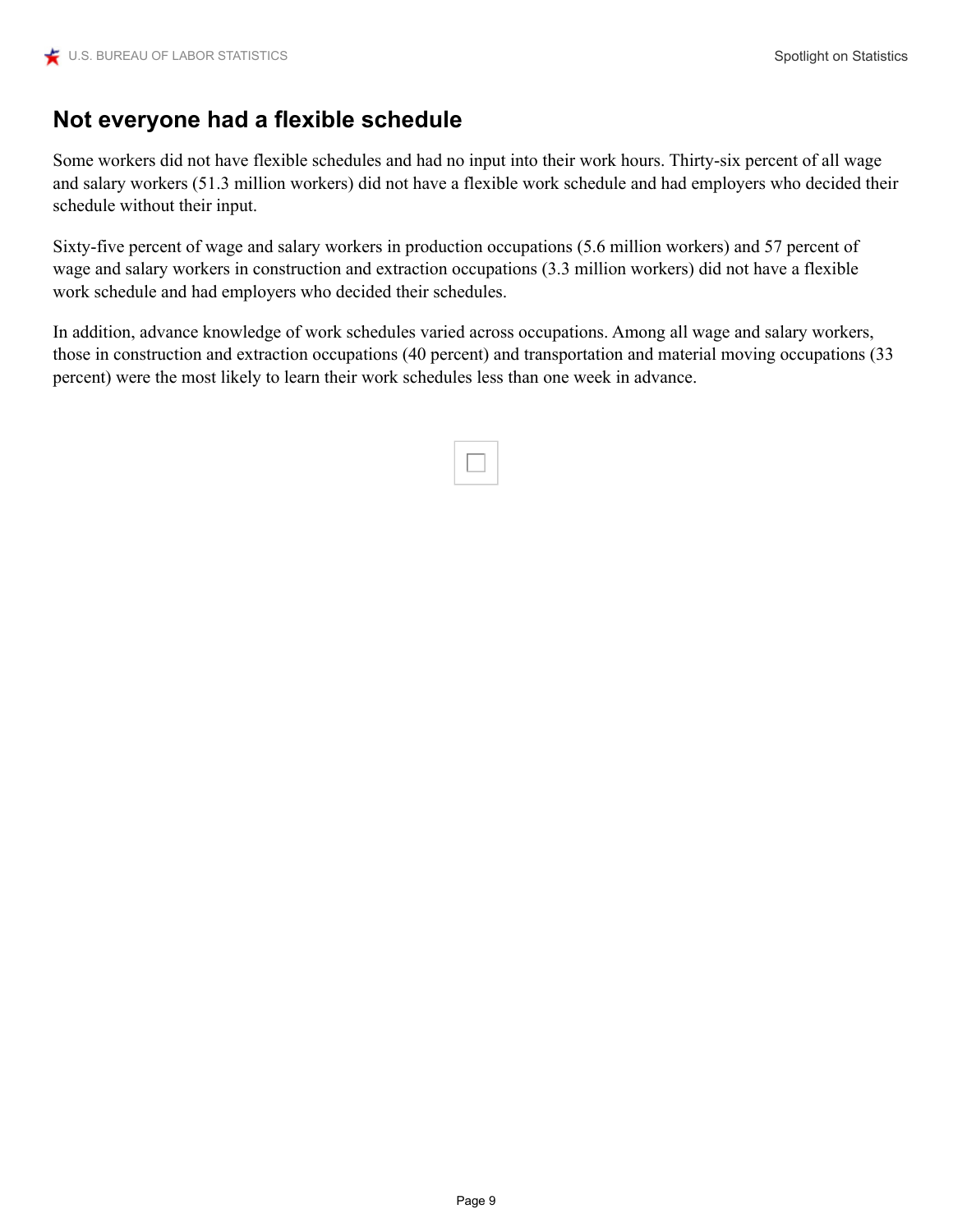## Not everyone had a flexible schedule

Some workers did not have flexible schedules and had no input into their work hours. Thirty-six percent of all wage and salary workers (51.3 million workers) did not have a flexible work schedule and had employers who decided their schedule without their input.

Sixty-five percent of wage and salary workers in production occupations (5.6 million workers) and 57 percent of wage and salary workers in construction and extraction occupations (3.3 million workers) did not have a flexible work schedule and had employers who decided their schedules.

In addition, advance knowledge of work schedules varied across occupations. Among all wage and salary workers, those in construction and extraction occupations (40 percent) and transportation and material moving occupations (33 percent) were the most likely to learn their work schedules less than one week in advance.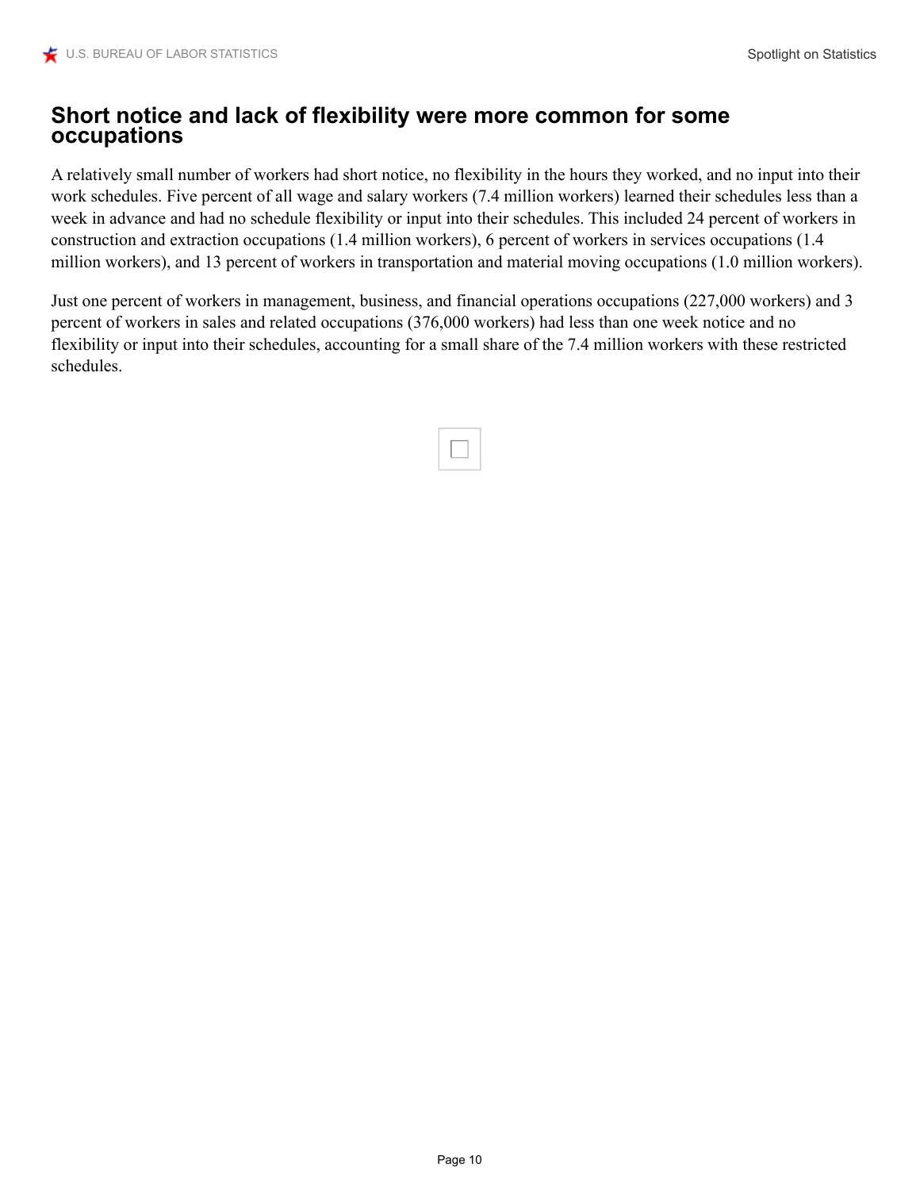## Short notice and lack of flexibility were more common for some occupations

A relatively small number of workers had short notice, no flexibility in the hours they worked, and no input into their work schedules. Five percent of all wage and salary workers (7.4 million workers) learned their schedules less than a week in advance and had no schedule flexibility or input into their schedules. This included 24 percent of workers in construction and extraction occupations (1.4 million workers), 6 percent of workers in services occupations (1.4 million workers), and 13 percent of workers in transportation and material moving occupations (1.0 million workers).

Just one percent of workers in management, business, and financial operations occupations (227,000 workers) and 3 percent of workers in sales and related occupations (376,000 workers) had less than one week notice and no flexibility or input into their schedules, accounting for a small share of the 7.4 million workers with these restricted schedules.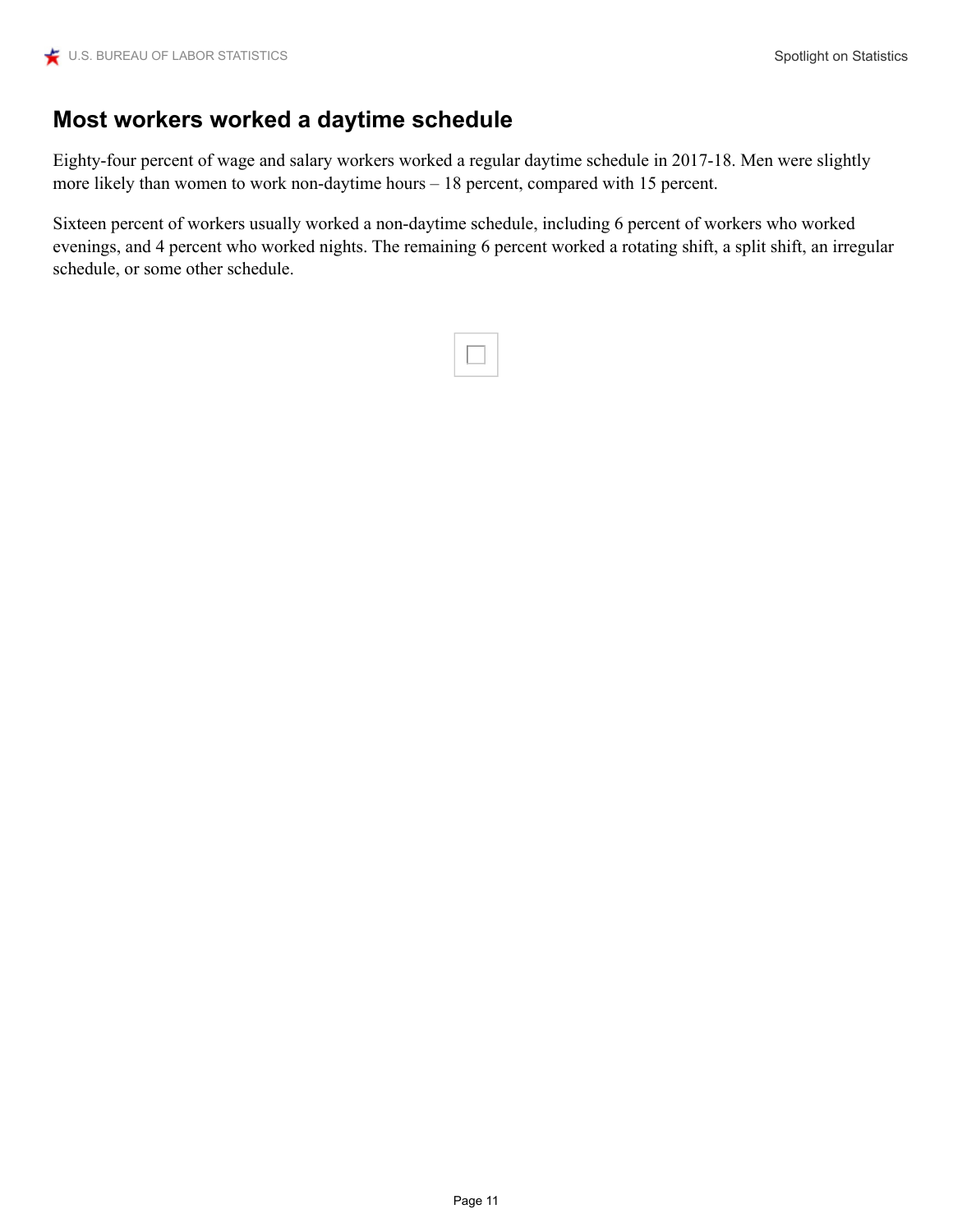## Most workers worked a daytime schedule

Eighty-four percent of wage and salary workers worked a regular daytime schedule in 2017-18. Men were slightly more likely than women to work non-daytime hours – 18 percent, compared with 15 percent.

Sixteen percent of workers usually worked a non-daytime schedule, including 6 percent of workers who worked evenings, and 4 percent who worked nights. The remaining 6 percent worked a rotating shift, a split shift, an irregular schedule, or some other schedule.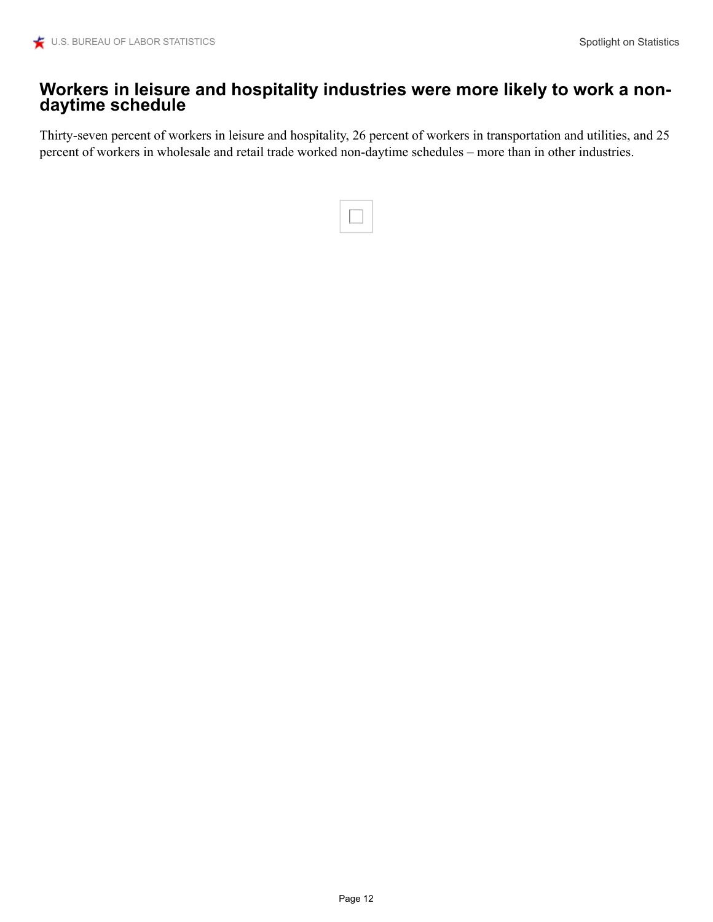## Workers in leisure and hospitality industries were more likely to work a non-daytime schedule

Thirty-seven percent of workers in leisure and hospitality, 26 percent of workers in transportation and utilities, and 25 percent of workers in wholesale and retail trade worked non-daytime schedules – more than in other industries.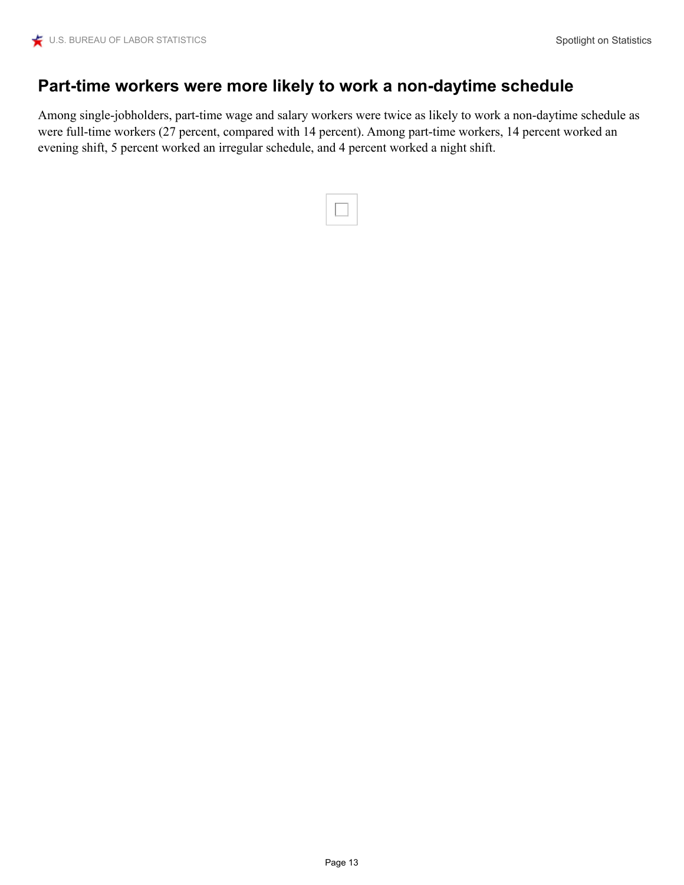## Part-time workers were more likely to work a non-daytime schedule

Among single-jobholders, part-time wage and salary workers were twice as likely to work a non-daytime schedule as were full-time workers (27 percent, compared with 14 percent). Among part-time workers, 14 percent worked an evening shift, 5 percent worked an irregular schedule, and 4 percent worked a night shift.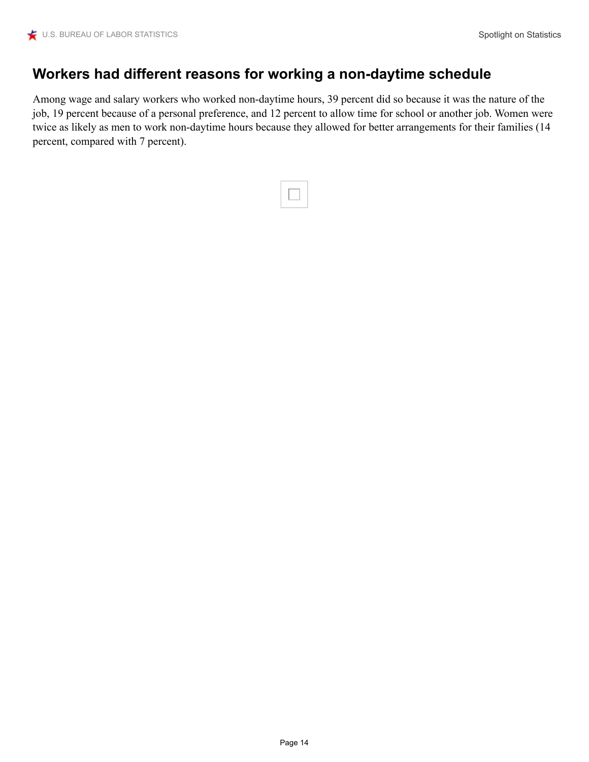## Workers had different reasons for working a non-daytime schedule

Among wage and salary workers who worked non-daytime hours, 39 percent did so because it was the nature of the job, 19 percent because of a personal preference, and 12 percent to allow time for school or another job. Women were twice as likely as men to work non-daytime hours because they allowed for better arrangements for their families (14 percent, compared with 7 percent).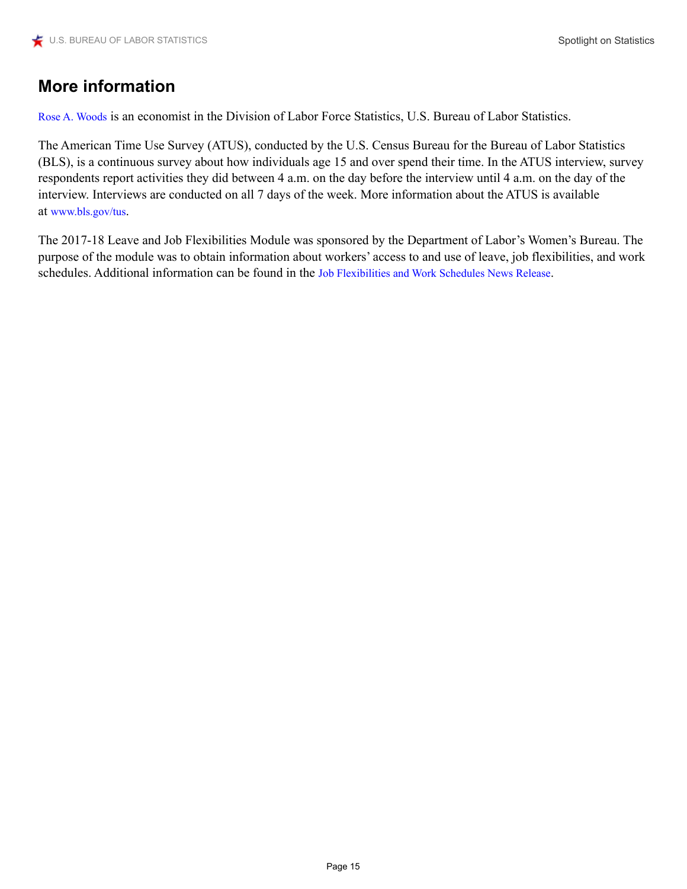## More information

Rose A. Woods is an economist in the Division of Labor Force Statistics, U.S. Bureau of Labor Statistics.

The American Time Use Survey (ATUS), conducted by the U.S. Census Bureau for the Bureau of Labor Statistics (BLS), is a continuous survey about how individuals age 15 and over spend their time. In the ATUS interview, survey respondents report activities they did between 4 a.m. on the day before the interview until 4 a.m. on the day of the interview. Interviews are conducted on all 7 days of the week. More information about the ATUS is available at www.bls.gov/tus.

The 2017-18 Leave and Job Flexibilities Module was sponsored by the Department of Labor's Women's Bureau. The purpose of the module was to obtain information about workers' access to and use of leave, job flexibilities, and work schedules. Additional information can be found in the Job Flexibilities and Work Schedules News Release.